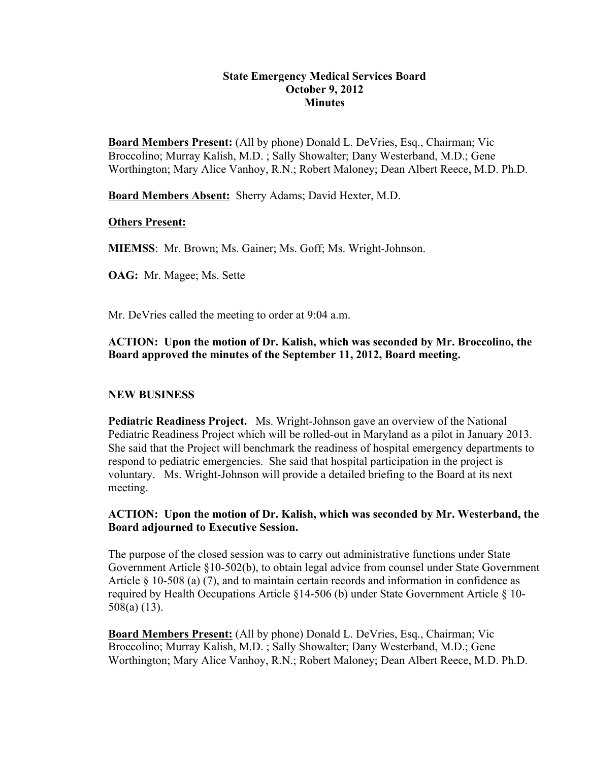# State Emergency Medical Services Board
## October 9, 2012
## Minutes

**Board Members Present:** (All by phone) Donald L. DeVries, Esq., Chairman; Vic Broccolino; Murray Kalish, M.D. ; Sally Showalter; Dany Westerband, M.D.; Gene Worthington; Mary Alice Vanhoy, R.N.; Robert Maloney; Dean Albert Reece, M.D. Ph.D.

**Board Members Absent:** Sherry Adams; David Hexter, M.D.

**Others Present:**

**MIEMSS**: Mr. Brown; Ms. Gainer; Ms. Goff; Ms. Wright-Johnson.

**OAG:** Mr. Magee; Ms. Sette

Mr. DeVries called the meeting to order at 9:04 a.m.

**ACTION: Upon the motion of Dr. Kalish, which was seconded by Mr. Broccolino, the Board approved the minutes of the September 11, 2012, Board meeting.**

**NEW BUSINESS**

**Pediatric Readiness Project.** Ms. Wright-Johnson gave an overview of the National Pediatric Readiness Project which will be rolled-out in Maryland as a pilot in January 2013. She said that the Project will benchmark the readiness of hospital emergency departments to respond to pediatric emergencies. She said that hospital participation in the project is voluntary. Ms. Wright-Johnson will provide a detailed briefing to the Board at its next meeting.

**ACTION: Upon the motion of Dr. Kalish, which was seconded by Mr. Westerband, the Board adjourned to Executive Session.**

The purpose of the closed session was to carry out administrative functions under State Government Article §10-502(b), to obtain legal advice from counsel under State Government Article § 10-508 (a) (7), and to maintain certain records and information in confidence as required by Health Occupations Article §14-506 (b) under State Government Article § 10-508(a) (13).

**Board Members Present:** (All by phone) Donald L. DeVries, Esq., Chairman; Vic Broccolino; Murray Kalish, M.D. ; Sally Showalter; Dany Westerband, M.D.; Gene Worthington; Mary Alice Vanhoy, R.N.; Robert Maloney; Dean Albert Reece, M.D. Ph.D.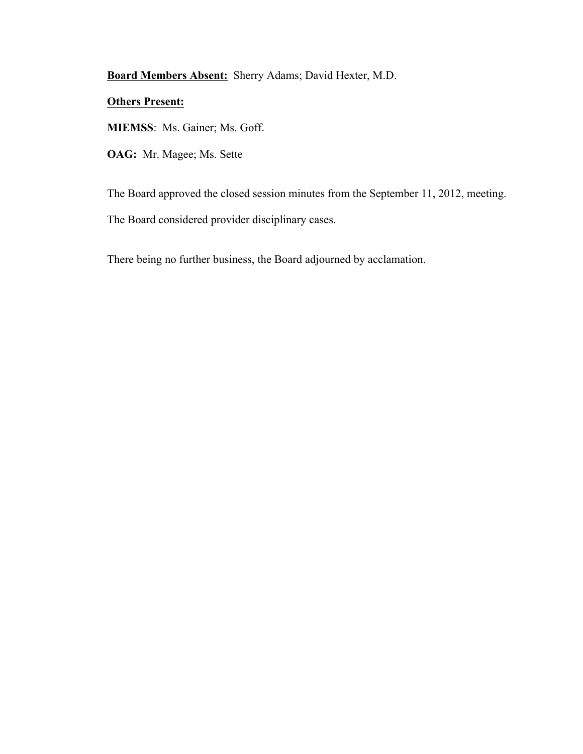**<u>Board Members Absent:</u>** Sherry Adams; David Hexter, M.D.

**<u>Others Present:</u>**

**MIEMSS**: Ms. Gainer; Ms. Goff.

**OAG:** Mr. Magee; Ms. Sette

The Board approved the closed session minutes from the September 11, 2012, meeting.

The Board considered provider disciplinary cases.

There being no further business, the Board adjourned by acclamation.